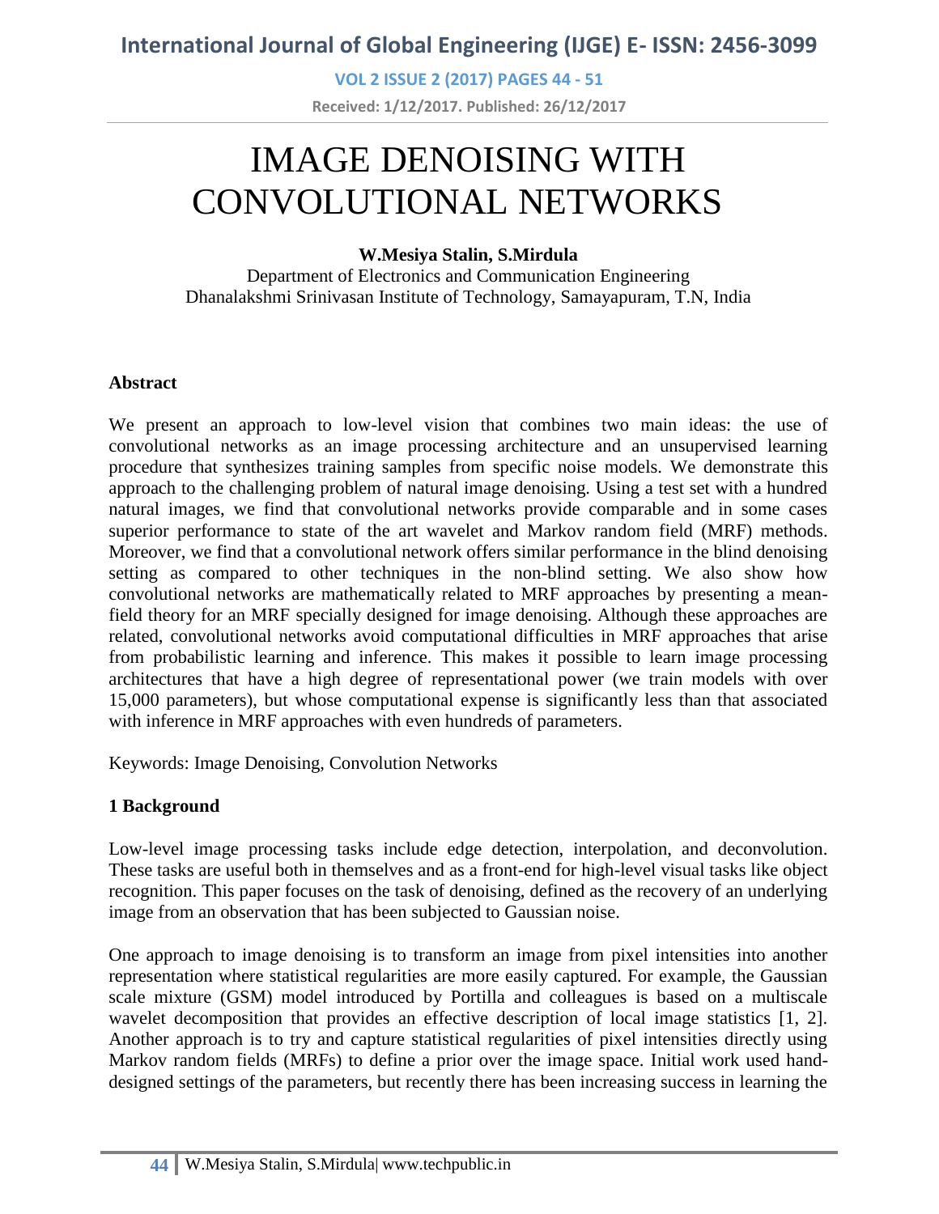# IMAGE DENOISING WITH CONVOLUTIONAL NETWORKS

**W.Mesiya Stalin, S.Mirdula**

Department of Electronics and Communication Engineering
Dhanalakshmi Srinivasan Institute of Technology, Samayapuram, T.N, India

### Abstract

We present an approach to low-level vision that combines two main ideas: the use of convolutional networks as an image processing architecture and an unsupervised learning procedure that synthesizes training samples from specific noise models. We demonstrate this approach to the challenging problem of natural image denoising. Using a test set with a hundred natural images, we find that convolutional networks provide comparable and in some cases superior performance to state of the art wavelet and Markov random field (MRF) methods. Moreover, we find that a convolutional network offers similar performance in the blind denoising setting as compared to other techniques in the non-blind setting. We also show how convolutional networks are mathematically related to MRF approaches by presenting a mean-field theory for an MRF specially designed for image denoising. Although these approaches are related, convolutional networks avoid computational difficulties in MRF approaches that arise from probabilistic learning and inference. This makes it possible to learn image processing architectures that have a high degree of representational power (we train models with over 15,000 parameters), but whose computational expense is significantly less than that associated with inference in MRF approaches with even hundreds of parameters.

Keywords: Image Denoising, Convolution Networks

## 1 Background

Low-level image processing tasks include edge detection, interpolation, and deconvolution. These tasks are useful both in themselves and as a front-end for high-level visual tasks like object recognition. This paper focuses on the task of denoising, defined as the recovery of an underlying image from an observation that has been subjected to Gaussian noise.

One approach to image denoising is to transform an image from pixel intensities into another representation where statistical regularities are more easily captured. For example, the Gaussian scale mixture (GSM) model introduced by Portilla and colleagues is based on a multiscale wavelet decomposition that provides an effective description of local image statistics [1, 2]. Another approach is to try and capture statistical regularities of pixel intensities directly using Markov random fields (MRFs) to define a prior over the image space. Initial work used hand-designed settings of the parameters, but recently there has been increasing success in learning the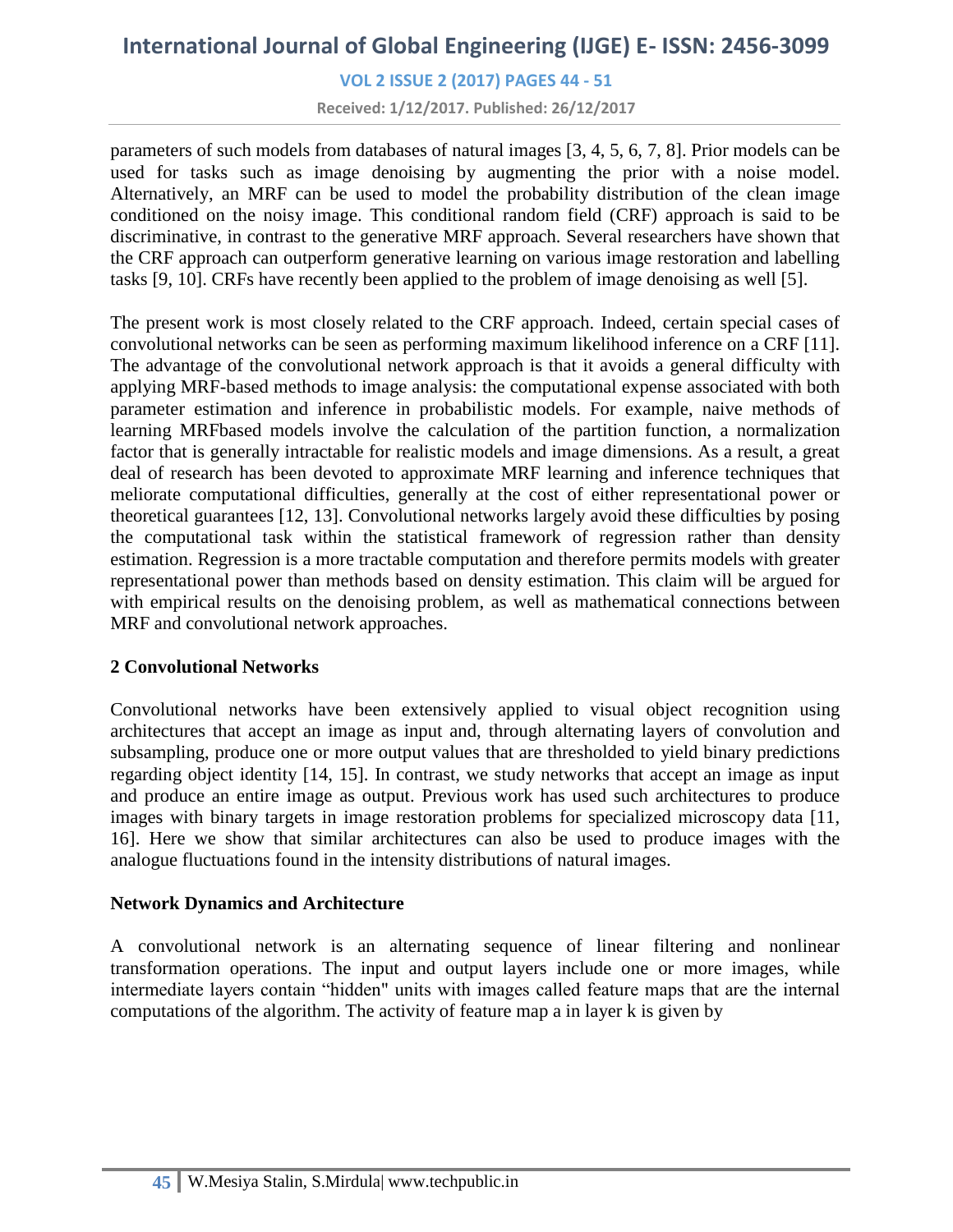parameters of such models from databases of natural images [3, 4, 5, 6, 7, 8]. Prior models can be used for tasks such as image denoising by augmenting the prior with a noise model. Alternatively, an MRF can be used to model the probability distribution of the clean image conditioned on the noisy image. This conditional random field (CRF) approach is said to be discriminative, in contrast to the generative MRF approach. Several researchers have shown that the CRF approach can outperform generative learning on various image restoration and labelling tasks [9, 10]. CRFs have recently been applied to the problem of image denoising as well [5].

The present work is most closely related to the CRF approach. Indeed, certain special cases of convolutional networks can be seen as performing maximum likelihood inference on a CRF [11]. The advantage of the convolutional network approach is that it avoids a general difficulty with applying MRF-based methods to image analysis: the computational expense associated with both parameter estimation and inference in probabilistic models. For example, naive methods of learning MRFbased models involve the calculation of the partition function, a normalization factor that is generally intractable for realistic models and image dimensions. As a result, a great deal of research has been devoted to approximate MRF learning and inference techniques that meliorate computational difficulties, generally at the cost of either representational power or theoretical guarantees [12, 13]. Convolutional networks largely avoid these difficulties by posing the computational task within the statistical framework of regression rather than density estimation. Regression is a more tractable computation and therefore permits models with greater representational power than methods based on density estimation. This claim will be argued for with empirical results on the denoising problem, as well as mathematical connections between MRF and convolutional network approaches.

## 2 Convolutional Networks

Convolutional networks have been extensively applied to visual object recognition using architectures that accept an image as input and, through alternating layers of convolution and subsampling, produce one or more output values that are thresholded to yield binary predictions regarding object identity [14, 15]. In contrast, we study networks that accept an image as input and produce an entire image as output. Previous work has used such architectures to produce images with binary targets in image restoration problems for specialized microscopy data [11, 16]. Here we show that similar architectures can also be used to produce images with the analogue fluctuations found in the intensity distributions of natural images.

### Network Dynamics and Architecture

A convolutional network is an alternating sequence of linear filtering and nonlinear transformation operations. The input and output layers include one or more images, while intermediate layers contain "hidden" units with images called feature maps that are the internal computations of the algorithm. The activity of feature map a in layer k is given by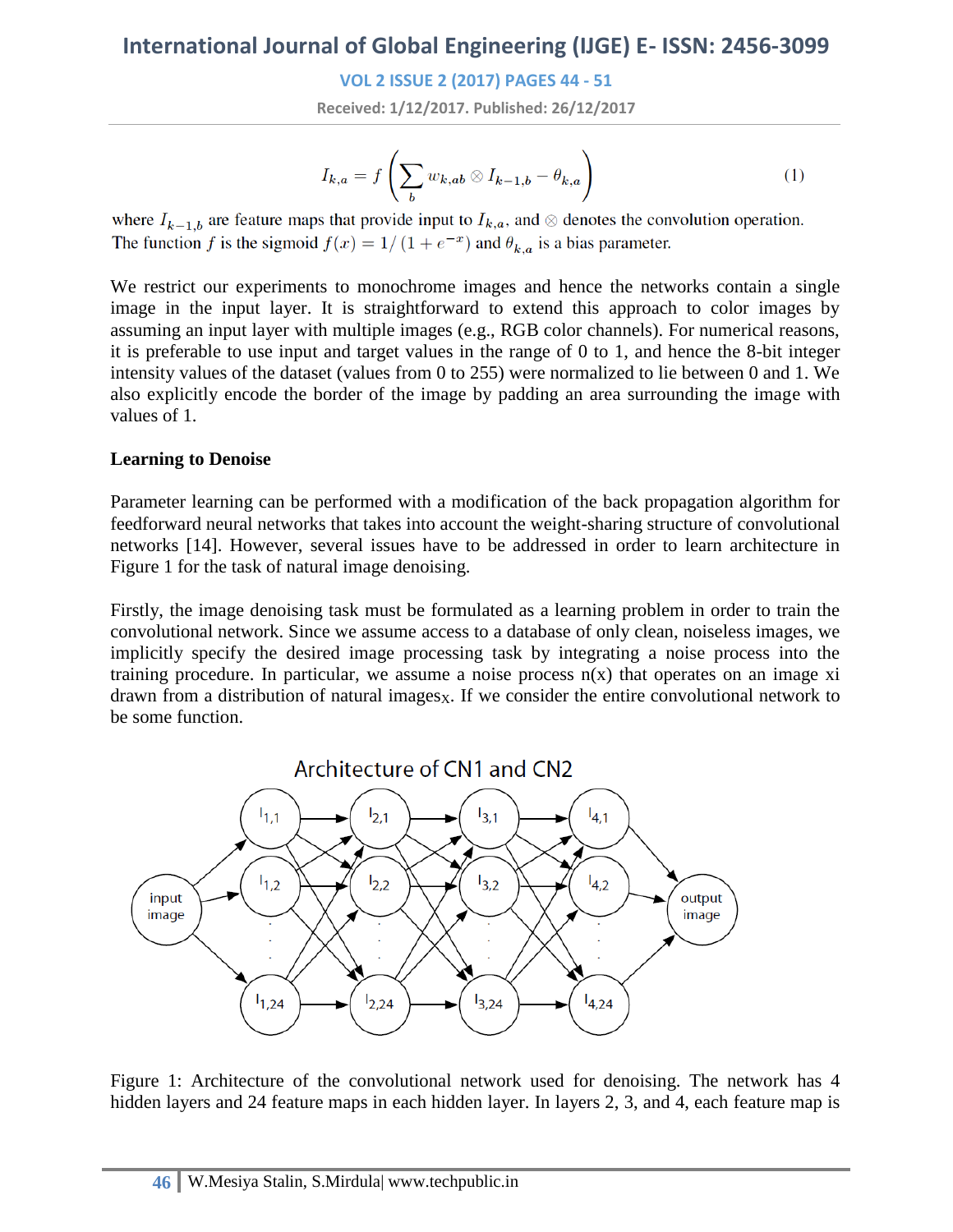$$I_{k,a} = f\left(\sum_b w_{k,ab} \otimes I_{k-1,b} - \theta_{k,a}\right) \qquad (1)$$

where $I_{k-1,b}$ are feature maps that provide input to $I_{k,a}$, and $\otimes$ denotes the convolution operation. The function $f$ is the sigmoid $f(x) = 1/\left(1 + e^{-x}\right)$ and $\theta_{k,a}$ is a bias parameter.

We restrict our experiments to monochrome images and hence the networks contain a single image in the input layer. It is straightforward to extend this approach to color images by assuming an input layer with multiple images (e.g., RGB color channels). For numerical reasons, it is preferable to use input and target values in the range of 0 to 1, and hence the 8-bit integer intensity values of the dataset (values from 0 to 255) were normalized to lie between 0 and 1. We also explicitly encode the border of the image by padding an area surrounding the image with values of 1.

**Learning to Denoise**

Parameter learning can be performed with a modification of the back propagation algorithm for feedforward neural networks that takes into account the weight-sharing structure of convolutional networks [14]. However, several issues have to be addressed in order to learn architecture in Figure 1 for the task of natural image denoising.

Firstly, the image denoising task must be formulated as a learning problem in order to train the convolutional network. Since we assume access to a database of only clean, noiseless images, we implicitly specify the desired image processing task by integrating a noise process into the training procedure. In particular, we assume a noise process n(x) that operates on an image xi drawn from a distribution of natural images$_X$. If we consider the entire convolutional network to be some function.

Architecture of CN1 and CN2

Figure 1: Architecture of the convolutional network used for denoising. The network has 4 hidden layers and 24 feature maps in each hidden layer. In layers 2, 3, and 4, each feature map is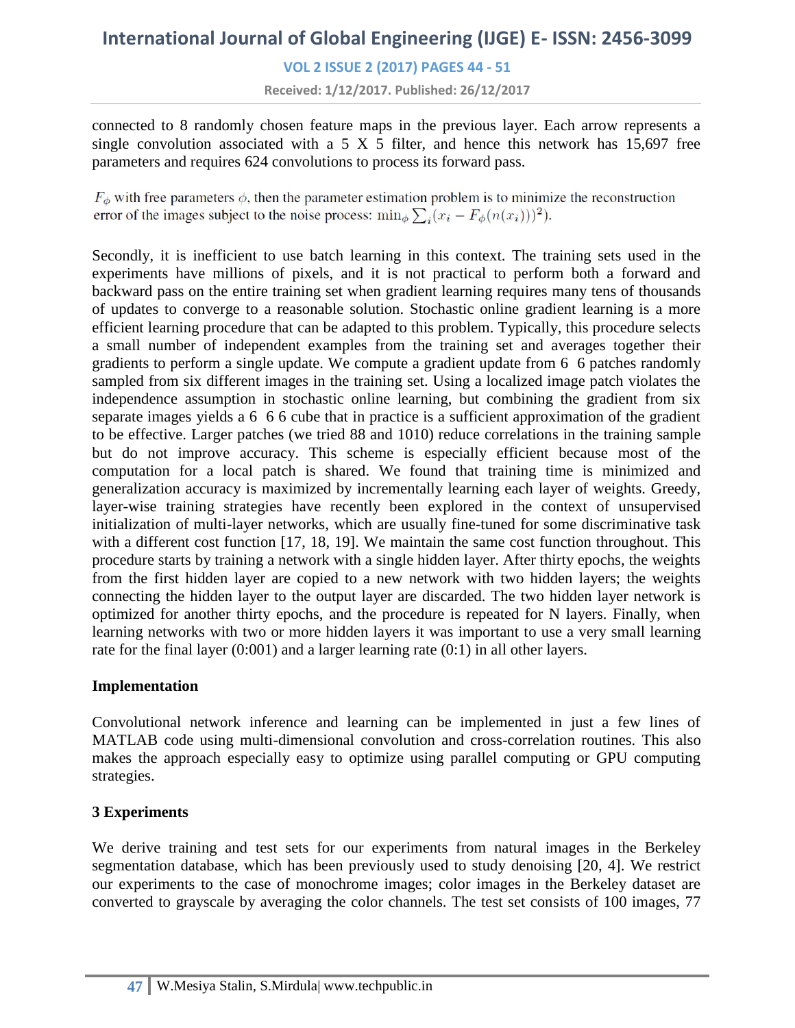connected to 8 randomly chosen feature maps in the previous layer. Each arrow represents a single convolution associated with a 5 X 5 filter, and hence this network has 15,697 free parameters and requires 624 convolutions to process its forward pass.

$F_\phi$ with free parameters $\phi$, then the parameter estimation problem is to minimize the reconstruction error of the images subject to the noise process: $\min_\phi \sum_i (x_i - F_\phi(n(x_i)))^2)$.

Secondly, it is inefficient to use batch learning in this context. The training sets used in the experiments have millions of pixels, and it is not practical to perform both a forward and backward pass on the entire training set when gradient learning requires many tens of thousands of updates to converge to a reasonable solution. Stochastic online gradient learning is a more efficient learning procedure that can be adapted to this problem. Typically, this procedure selects a small number of independent examples from the training set and averages together their gradients to perform a single update. We compute a gradient update from 6 6 patches randomly sampled from six different images in the training set. Using a localized image patch violates the independence assumption in stochastic online learning, but combining the gradient from six separate images yields a 6 6 6 cube that in practice is a sufficient approximation of the gradient to be effective. Larger patches (we tried 88 and 1010) reduce correlations in the training sample but do not improve accuracy. This scheme is especially efficient because most of the computation for a local patch is shared. We found that training time is minimized and generalization accuracy is maximized by incrementally learning each layer of weights. Greedy, layer-wise training strategies have recently been explored in the context of unsupervised initialization of multi-layer networks, which are usually fine-tuned for some discriminative task with a different cost function [17, 18, 19]. We maintain the same cost function throughout. This procedure starts by training a network with a single hidden layer. After thirty epochs, the weights from the first hidden layer are copied to a new network with two hidden layers; the weights connecting the hidden layer to the output layer are discarded. The two hidden layer network is optimized for another thirty epochs, and the procedure is repeated for N layers. Finally, when learning networks with two or more hidden layers it was important to use a very small learning rate for the final layer (0:001) and a larger learning rate (0:1) in all other layers.

**Implementation**

Convolutional network inference and learning can be implemented in just a few lines of MATLAB code using multi-dimensional convolution and cross-correlation routines. This also makes the approach especially easy to optimize using parallel computing or GPU computing strategies.

**3 Experiments**

We derive training and test sets for our experiments from natural images in the Berkeley segmentation database, which has been previously used to study denoising [20, 4]. We restrict our experiments to the case of monochrome images; color images in the Berkeley dataset are converted to grayscale by averaging the color channels. The test set consists of 100 images, 77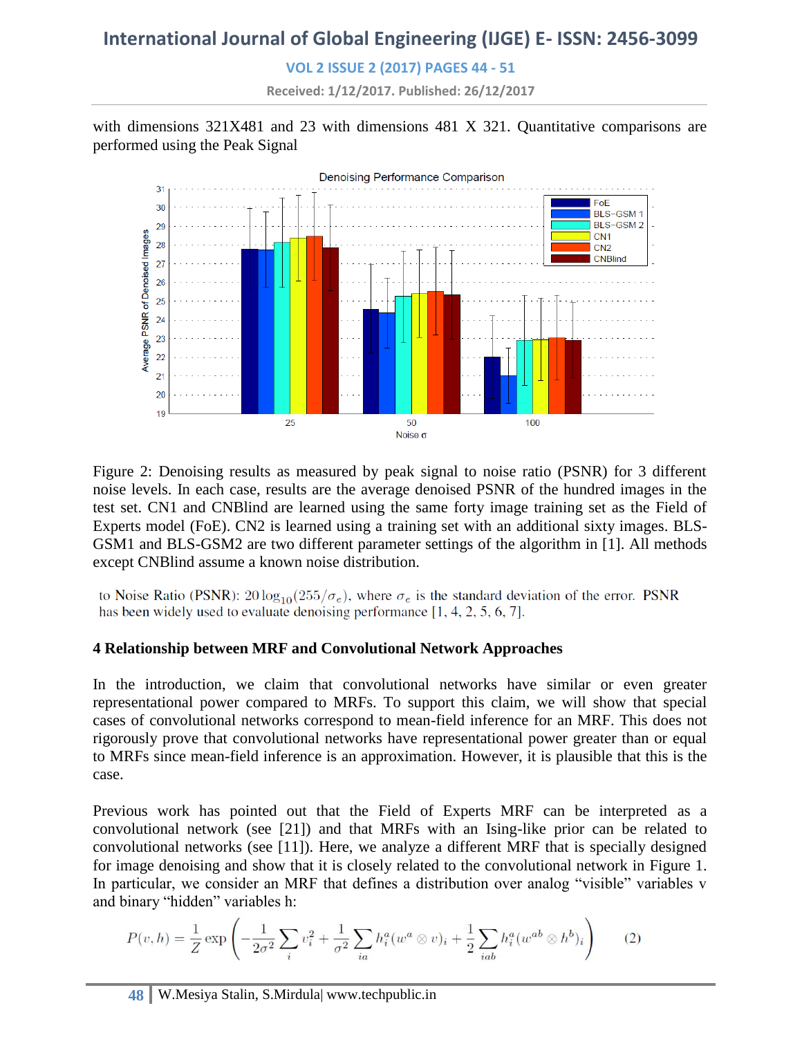with dimensions 321X481 and 23 with dimensions 481 X 321. Quantitative comparisons are performed using the Peak Signal

Figure 2: Denoising results as measured by peak signal to noise ratio (PSNR) for 3 different noise levels. In each case, results are the average denoised PSNR of the hundred images in the test set. CN1 and CNBlind are learned using the same forty image training set as the Field of Experts model (FoE). CN2 is learned using a training set with an additional sixty images. BLS-GSM1 and BLS-GSM2 are two different parameter settings of the algorithm in [1]. All methods except CNBlind assume a known noise distribution.

to Noise Ratio (PSNR): $20 \log_{10}(255/\sigma_e)$, where $\sigma_e$ is the standard deviation of the error. PSNR has been widely used to evaluate denoising performance [1, 4, 2, 5, 6, 7].

### 4 Relationship between MRF and Convolutional Network Approaches

In the introduction, we claim that convolutional networks have similar or even greater representational power compared to MRFs. To support this claim, we will show that special cases of convolutional networks correspond to mean-field inference for an MRF. This does not rigorously prove that convolutional networks have representational power greater than or equal to MRFs since mean-field inference is an approximation. However, it is plausible that this is the case.

Previous work has pointed out that the Field of Experts MRF can be interpreted as a convolutional network (see [21]) and that MRFs with an Ising-like prior can be related to convolutional networks (see [11]). Here, we analyze a different MRF that is specially designed for image denoising and show that it is closely related to the convolutional network in Figure 1. In particular, we consider an MRF that defines a distribution over analog "visible" variables v and binary "hidden" variables h:

$$P(v, h) = \frac{1}{Z} \exp \left( -\frac{1}{2\sigma^2} \sum_i v_i^2 + \frac{1}{\sigma^2} \sum_{ia} h_i^a (w^a \otimes v)_i + \frac{1}{2} \sum_{iab} h_i^a (w^{ab} \otimes h^b)_i \right) \qquad (2)$$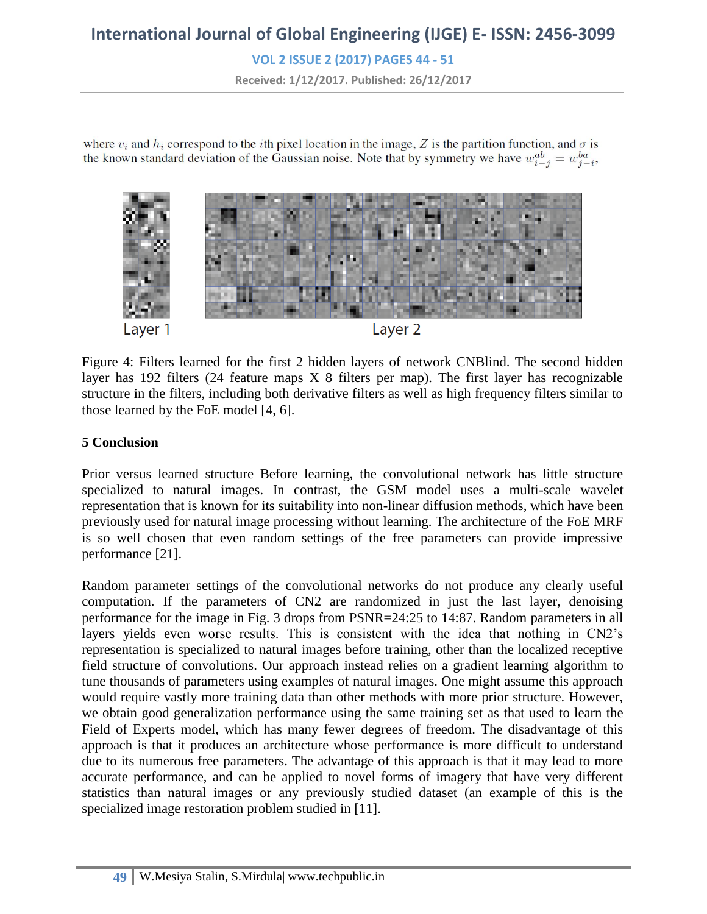where $v_i$ and $h_i$ correspond to the $i$th pixel location in the image, $Z$ is the partition function, and $\sigma$ is the known standard deviation of the Gaussian noise. Note that by symmetry we have $w^{ab}_{i-j} = w^{ba}_{j-i}$,

Layer 1 Layer 2

Figure 4: Filters learned for the first 2 hidden layers of network CNBlind. The second hidden layer has 192 filters (24 feature maps X 8 filters per map). The first layer has recognizable structure in the filters, including both derivative filters as well as high frequency filters similar to those learned by the FoE model [4, 6].

**5 Conclusion**

Prior versus learned structure Before learning, the convolutional network has little structure specialized to natural images. In contrast, the GSM model uses a multi-scale wavelet representation that is known for its suitability into non-linear diffusion methods, which have been previously used for natural image processing without learning. The architecture of the FoE MRF is so well chosen that even random settings of the free parameters can provide impressive performance [21].

Random parameter settings of the convolutional networks do not produce any clearly useful computation. If the parameters of CN2 are randomized in just the last layer, denoising performance for the image in Fig. 3 drops from PSNR=24:25 to 14:87. Random parameters in all layers yields even worse results. This is consistent with the idea that nothing in CN2's representation is specialized to natural images before training, other than the localized receptive field structure of convolutions. Our approach instead relies on a gradient learning algorithm to tune thousands of parameters using examples of natural images. One might assume this approach would require vastly more training data than other methods with more prior structure. However, we obtain good generalization performance using the same training set as that used to learn the Field of Experts model, which has many fewer degrees of freedom. The disadvantage of this approach is that it produces an architecture whose performance is more difficult to understand due to its numerous free parameters. The advantage of this approach is that it may lead to more accurate performance, and can be applied to novel forms of imagery that have very different statistics than natural images or any previously studied dataset (an example of this is the specialized image restoration problem studied in [11].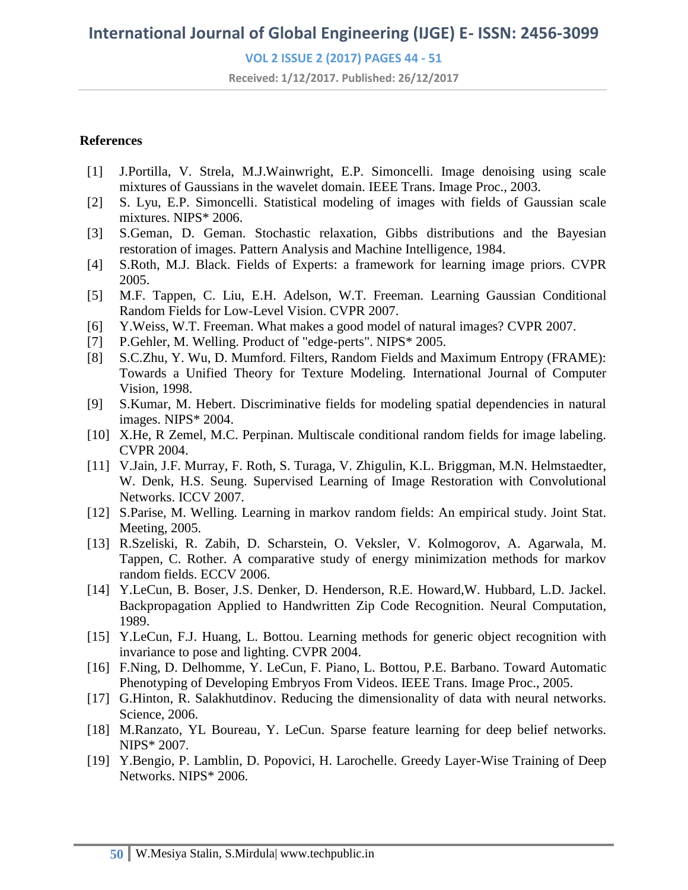## References

[1] J.Portilla, V. Strela, M.J.Wainwright, E.P. Simoncelli. Image denoising using scale mixtures of Gaussians in the wavelet domain. IEEE Trans. Image Proc., 2003.

[2] S. Lyu, E.P. Simoncelli. Statistical modeling of images with fields of Gaussian scale mixtures. NIPS* 2006.

[3] S.Geman, D. Geman. Stochastic relaxation, Gibbs distributions and the Bayesian restoration of images. Pattern Analysis and Machine Intelligence, 1984.

[4] S.Roth, M.J. Black. Fields of Experts: a framework for learning image priors. CVPR 2005.

[5] M.F. Tappen, C. Liu, E.H. Adelson, W.T. Freeman. Learning Gaussian Conditional Random Fields for Low-Level Vision. CVPR 2007.

[6] Y.Weiss, W.T. Freeman. What makes a good model of natural images? CVPR 2007.

[7] P.Gehler, M. Welling. Product of "edge-perts". NIPS* 2005.

[8] S.C.Zhu, Y. Wu, D. Mumford. Filters, Random Fields and Maximum Entropy (FRAME): Towards a Unified Theory for Texture Modeling. International Journal of Computer Vision, 1998.

[9] S.Kumar, M. Hebert. Discriminative fields for modeling spatial dependencies in natural images. NIPS* 2004.

[10] X.He, R Zemel, M.C. Perpinan. Multiscale conditional random fields for image labeling. CVPR 2004.

[11] V.Jain, J.F. Murray, F. Roth, S. Turaga, V. Zhigulin, K.L. Briggman, M.N. Helmstaedter, W. Denk, H.S. Seung. Supervised Learning of Image Restoration with Convolutional Networks. ICCV 2007.

[12] S.Parise, M. Welling. Learning in markov random fields: An empirical study. Joint Stat. Meeting, 2005.

[13] R.Szeliski, R. Zabih, D. Scharstein, O. Veksler, V. Kolmogorov, A. Agarwala, M. Tappen, C. Rother. A comparative study of energy minimization methods for markov random fields. ECCV 2006.

[14] Y.LeCun, B. Boser, J.S. Denker, D. Henderson, R.E. Howard,W. Hubbard, L.D. Jackel. Backpropagation Applied to Handwritten Zip Code Recognition. Neural Computation, 1989.

[15] Y.LeCun, F.J. Huang, L. Bottou. Learning methods for generic object recognition with invariance to pose and lighting. CVPR 2004.

[16] F.Ning, D. Delhomme, Y. LeCun, F. Piano, L. Bottou, P.E. Barbano. Toward Automatic Phenotyping of Developing Embryos From Videos. IEEE Trans. Image Proc., 2005.

[17] G.Hinton, R. Salakhutdinov. Reducing the dimensionality of data with neural networks. Science, 2006.

[18] M.Ranzato, YL Boureau, Y. LeCun. Sparse feature learning for deep belief networks. NIPS* 2007.

[19] Y.Bengio, P. Lamblin, D. Popovici, H. Larochelle. Greedy Layer-Wise Training of Deep Networks. NIPS* 2006.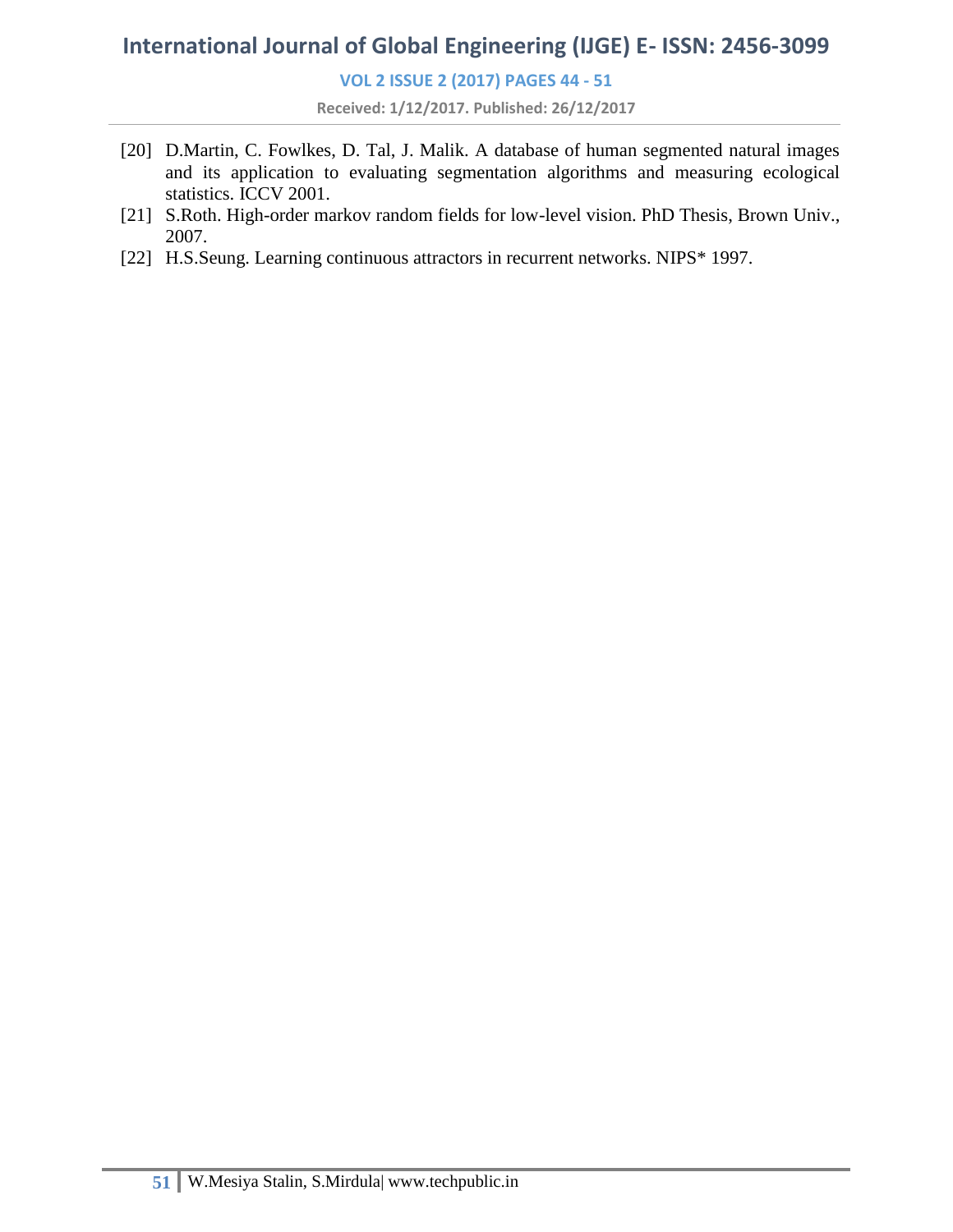[20] D.Martin, C. Fowlkes, D. Tal, J. Malik. A database of human segmented natural images and its application to evaluating segmentation algorithms and measuring ecological statistics. ICCV 2001.

[21] S.Roth. High-order markov random fields for low-level vision. PhD Thesis, Brown Univ., 2007.

[22] H.S.Seung. Learning continuous attractors in recurrent networks. NIPS* 1997.